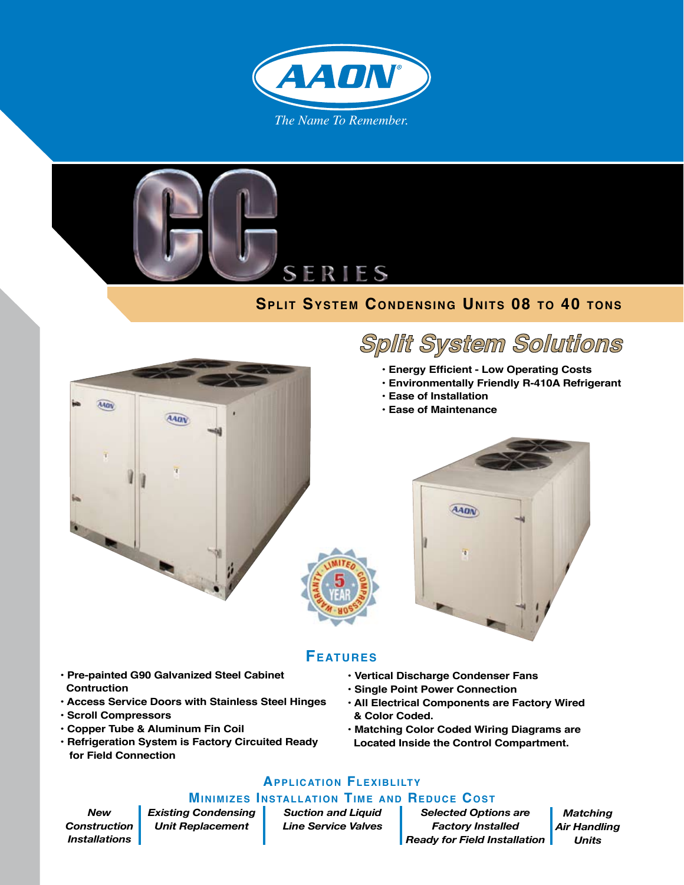AAON®

*The Name To Remember.*

# CC SERIES

## Split System Condensing Units 08 to 40 Tons

## Split System Solutions

- Energy Efficient - Low Operating Costs
- Environmentally Friendly R-410A Refrigerant
- Ease of Installation
- Ease of Maintenance

5 Year Limited Compressor Warranty

## Features

- Pre-painted G90 Galvanized Steel Cabinet Contruction
- Access Service Doors with Stainless Steel Hinges
- Scroll Compressors
- Copper Tube & Aluminum Fin Coil
- Refrigeration System is Factory Circuited Ready for Field Connection
- Vertical Discharge Condenser Fans
- Single Point Power Connection
- All Electrical Components are Factory Wired & Color Coded.
- Matching Color Coded Wiring Diagrams are Located Inside the Control Compartment.

## Application Flexiblilty

### Minimizes Installation Time and Reduce Cost

*New Construction Installations* | *Existing Condensing Unit Replacement* | *Suction and Liquid Line Service Valves* | *Selected Options are Factory Installed Ready for Field Installation* | *Matching Air Handling Units*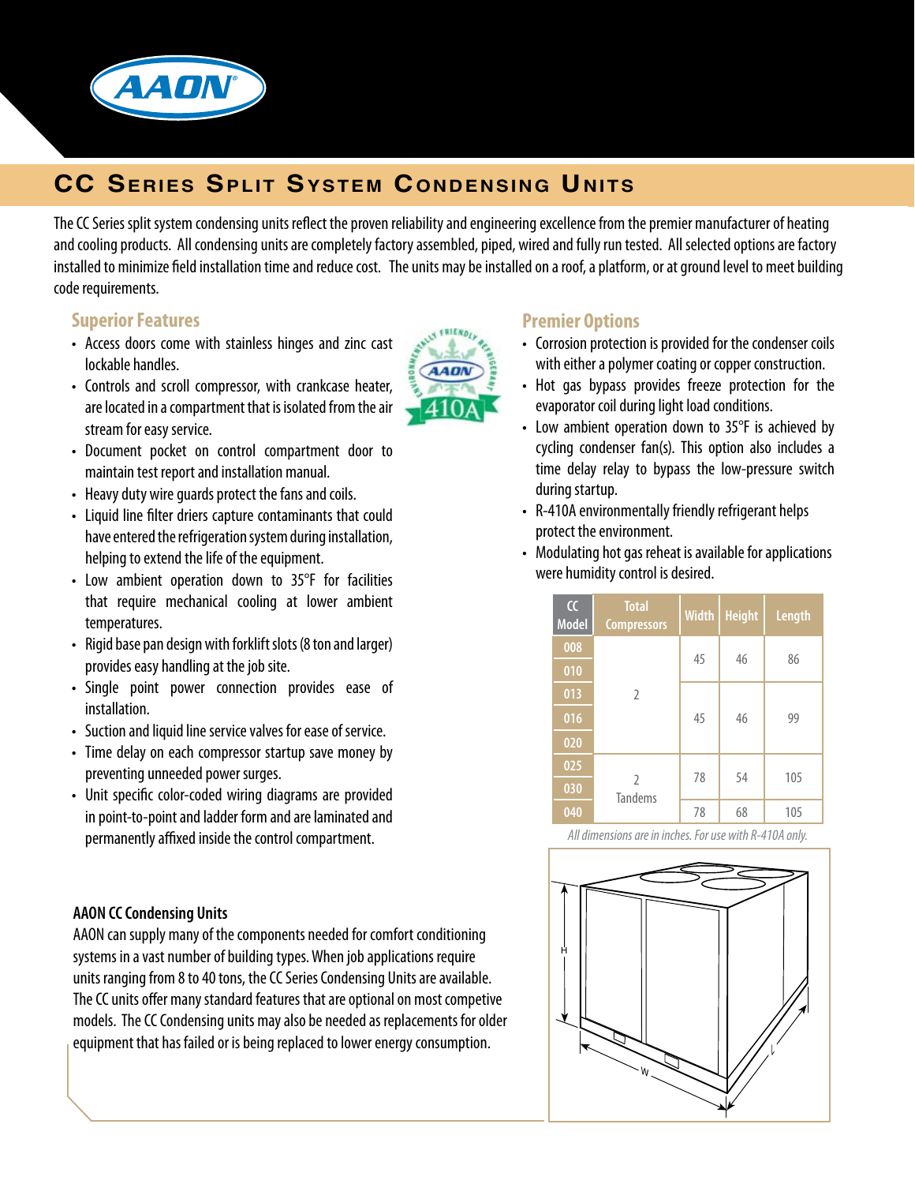# CC Series Split System Condensing Units

The CC Series split system condensing units reflect the proven reliability and engineering excellence from the premier manufacturer of heating and cooling products. All condensing units are completely factory assembled, piped, wired and fully run tested. All selected options are factory installed to minimize field installation time and reduce cost. The units may be installed on a roof, a platform, or at ground level to meet building code requirements.

## Superior Features

- Access doors come with stainless hinges and zinc cast lockable handles.
- Controls and scroll compressor, with crankcase heater, are located in a compartment that is isolated from the air stream for easy service.
- Document pocket on control compartment door to maintain test report and installation manual.
- Heavy duty wire guards protect the fans and coils.
- Liquid line filter driers capture contaminants that could have entered the refrigeration system during installation, helping to extend the life of the equipment.
- Low ambient operation down to 35°F for facilities that require mechanical cooling at lower ambient temperatures.
- Rigid base pan design with forklift slots (8 ton and larger) provides easy handling at the job site.
- Single point power connection provides ease of installation.
- Suction and liquid line service valves for ease of service.
- Time delay on each compressor startup save money by preventing unneeded power surges.
- Unit specific color-coded wiring diagrams are provided in point-to-point and ladder form and are laminated and permanently affixed inside the control compartment.

## Premier Options

- Corrosion protection is provided for the condenser coils with either a polymer coating or copper construction.
- Hot gas bypass provides freeze protection for the evaporator coil during light load conditions.
- Low ambient operation down to 35°F is achieved by cycling condenser fan(s). This option also includes a time delay relay to bypass the low-pressure switch during startup.
- R-410A environmentally friendly refrigerant helps protect the environment.
- Modulating hot gas reheat is available for applications were humidity control is desired.

| CC Model | Total Compressors | Width | Height | Length |
|---|---|---|---|---|
| 008 | 2 | 45 | 46 | 86 |
| 010 | | | | |
| 013 | | 45 | 46 | 99 |
| 016 | | | | |
| 020 | | | | |
| 025 | 2 Tandems | 78 | 54 | 105 |
| 030 | | | | |
| 040 | | 78 | 68 | 105 |

*All dimensions are in inches. For use with R-410A only.*

### AAON CC Condensing Units

AAON can supply many of the components needed for comfort conditioning systems in a vast number of building types. When job applications require units ranging from 8 to 40 tons, the CC Series Condensing Units are available. The CC units offer many standard features that are optional on most competive models. The CC Condensing units may also be needed as replacements for older equipment that has failed or is being replaced to lower energy consumption.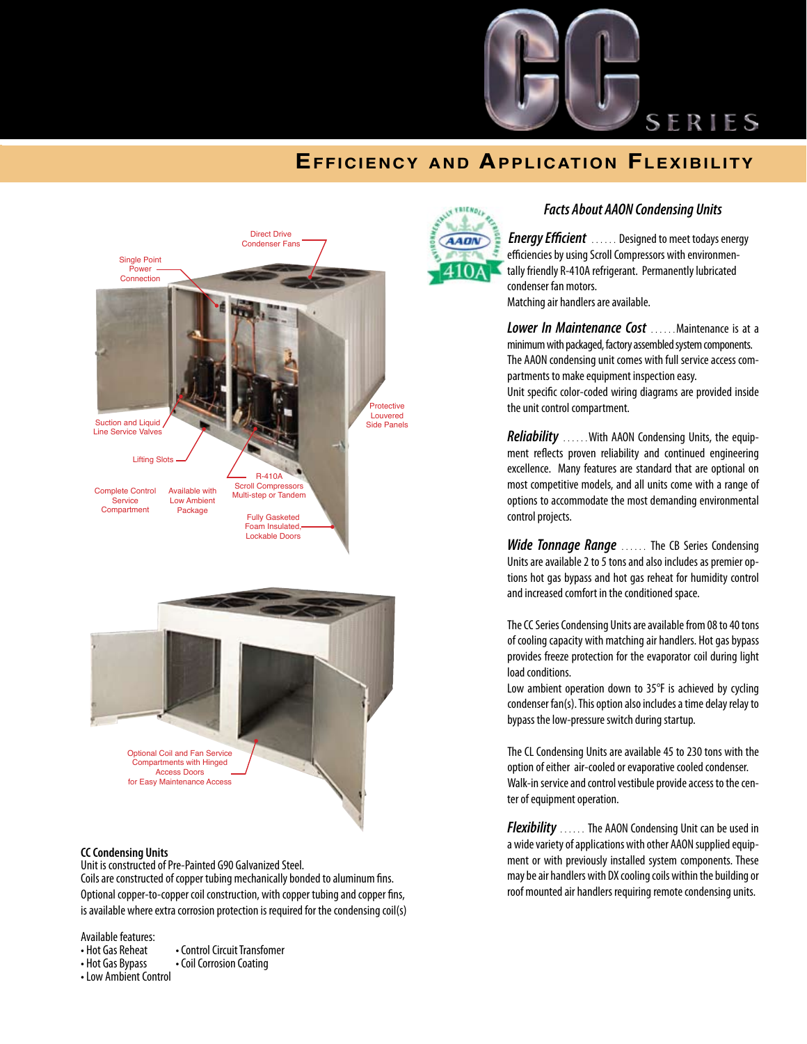# CC SERIES

## Efficiency and Application Flexibility

Direct Drive Condenser Fans

Single Point Power Connection

Suction and Liquid Line Service Valves

Lifting Slots

Complete Control Service Compartment

Available with Low Ambient Package

R-410A Scroll Compressors Multi-step or Tandem

Fully Gasketed Foam Insulated, Lockable Doors

Protective Louvered Side Panels

Optional Coil and Fan Service Compartments with Hinged Access Doors for Easy Maintenance Access

**CC Condensing Units**
Unit is constructed of Pre-Painted G90 Galvanized Steel.
Coils are constructed of copper tubing mechanically bonded to aluminum fins.
Optional copper-to-copper coil construction, with copper tubing and copper fins, is available where extra corrosion protection is required for the condensing coil(s)

Available features:

- Hot Gas Reheat
- Hot Gas Bypass
- Low Ambient Control
- Control Circuit Transformer
- Coil Corrosion Coating

### *Facts About AAON Condensing Units*

***Energy Efficient*** ...... Designed to meet todays energy efficiencies by using Scroll Compressors with environmentally friendly R-410A refrigerant. Permanently lubricated condenser fan motors.
Matching air handlers are available.

***Lower In Maintenance Cost*** ......Maintenance is at a minimum with packaged, factory assembled system components. The AAON condensing unit comes with full service access compartments to make equipment inspection easy.
Unit specific color-coded wiring diagrams are provided inside the unit control compartment.

***Reliability*** ......With AAON Condensing Units, the equipment reflects proven reliability and continued engineering excellence. Many features are standard that are optional on most competitive models, and all units come with a range of options to accommodate the most demanding environmental control projects.

***Wide Tonnage Range*** ...... The CB Series Condensing Units are available 2 to 5 tons and also includes as premier options hot gas bypass and hot gas reheat for humidity control and increased comfort in the conditioned space.

The CC Series Condensing Units are available from 08 to 40 tons of cooling capacity with matching air handlers. Hot gas bypass provides freeze protection for the evaporator coil during light load conditions.
Low ambient operation down to 35°F is achieved by cycling condenser fan(s). This option also includes a time delay relay to bypass the low-pressure switch during startup.

The CL Condensing Units are available 45 to 230 tons with the option of either air-cooled or evaporative cooled condenser. Walk-in service and control vestibule provide access to the center of equipment operation.

***Flexibility*** ...... The AAON Condensing Unit can be used in a wide variety of applications with other AAON supplied equipment or with previously installed system components. These may be air handlers with DX cooling coils within the building or roof mounted air handlers requiring remote condensing units.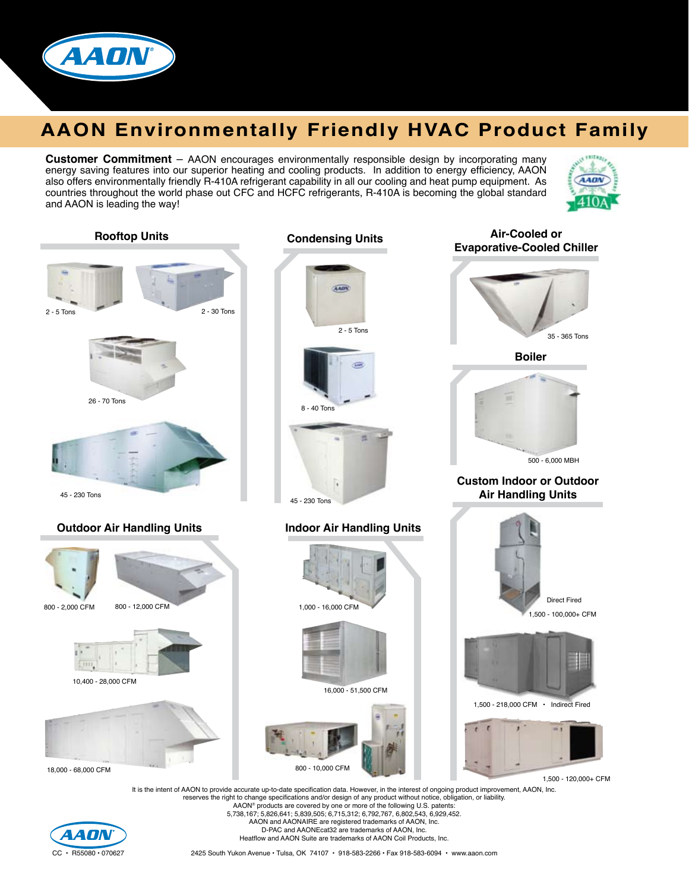# AAON Environmentally Friendly HVAC Product Family

**Customer Commitment** – AAON encourages environmentally responsible design by incorporating many energy saving features into our superior heating and cooling products. In addition to energy efficiency, AAON also offers environmentally friendly R-410A refrigerant capability in all our cooling and heat pump equipment. As countries throughout the world phase out CFC and HCFC refrigerants, R-410A is becoming the global standard and AAON is leading the way!

## Rooftop Units

2 - 5 Tons

2 - 30 Tons

26 - 70 Tons

45 - 230 Tons

## Condensing Units

2 - 5 Tons

8 - 40 Tons

45 - 230 Tons

## Air-Cooled or Evaporative-Cooled Chiller

35 - 365 Tons

## Boiler

500 - 6,000 MBH

## Custom Indoor or Outdoor Air Handling Units

Direct Fired

1,500 - 100,000+ CFM

1,500 - 218,000 CFM • Indirect Fired

1,500 - 120,000+ CFM

## Outdoor Air Handling Units

800 - 2,000 CFM

800 - 12,000 CFM

10,400 - 28,000 CFM

18,000 - 68,000 CFM

## Indoor Air Handling Units

1,000 - 16,000 CFM

16,000 - 51,500 CFM

800 - 10,000 CFM

It is the intent of AAON to provide accurate up-to-date specification data. However, in the interest of ongoing product improvement, AAON, Inc. reserves the right to change specifications and/or design of any product without notice, obligation, or liability.
AAON® products are covered by one or more of the following U.S. patents:
5,738,167; 5,826,641; 5,839,505; 6,715,312; 6,792,767, 6,802,543, 6,929,452.
AAON and AAONAIRE are registered trademarks of AAON, Inc.
D-PAC and AAONEcat32 are trademarks of AAON, Inc.
Heatflow and AAON Suite are trademarks of AAON Coil Products, Inc.

CC • R55080 • 070627

2425 South Yukon Avenue • Tulsa, OK 74107 • 918-583-2266 • Fax 918-583-6094 • www.aaon.com